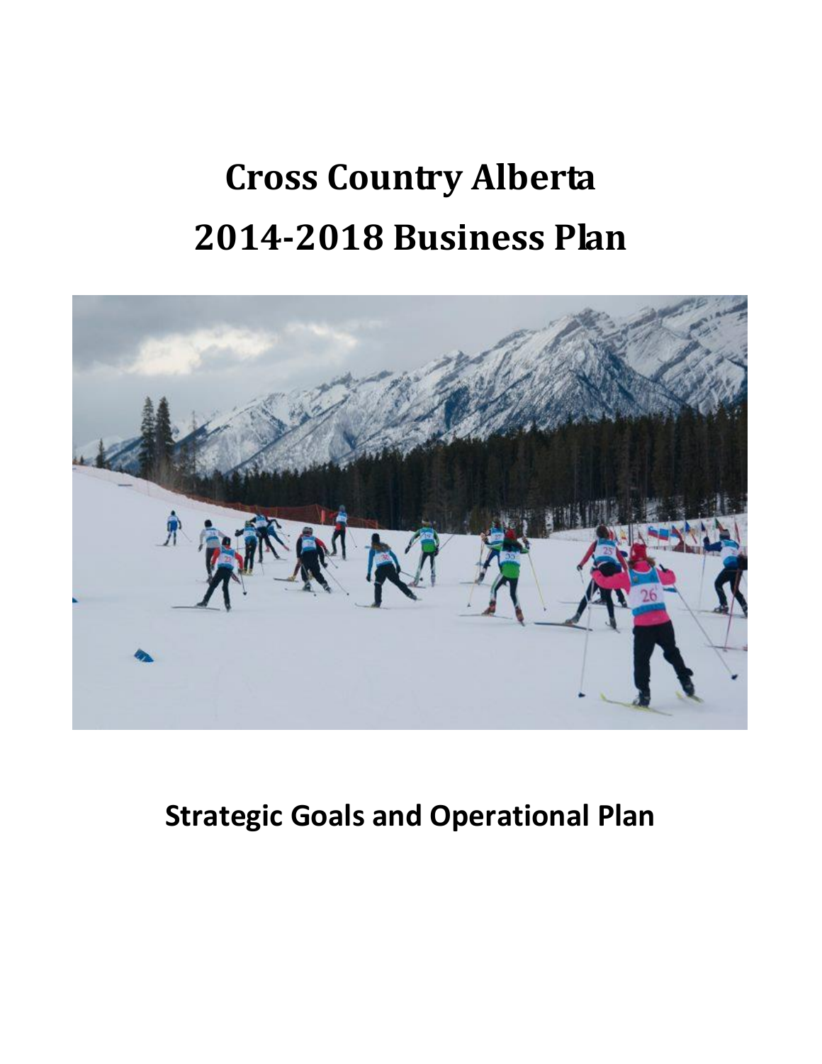# Cross Country Alberta
# 2014-2018 Business Plan

## Strategic Goals and Operational Plan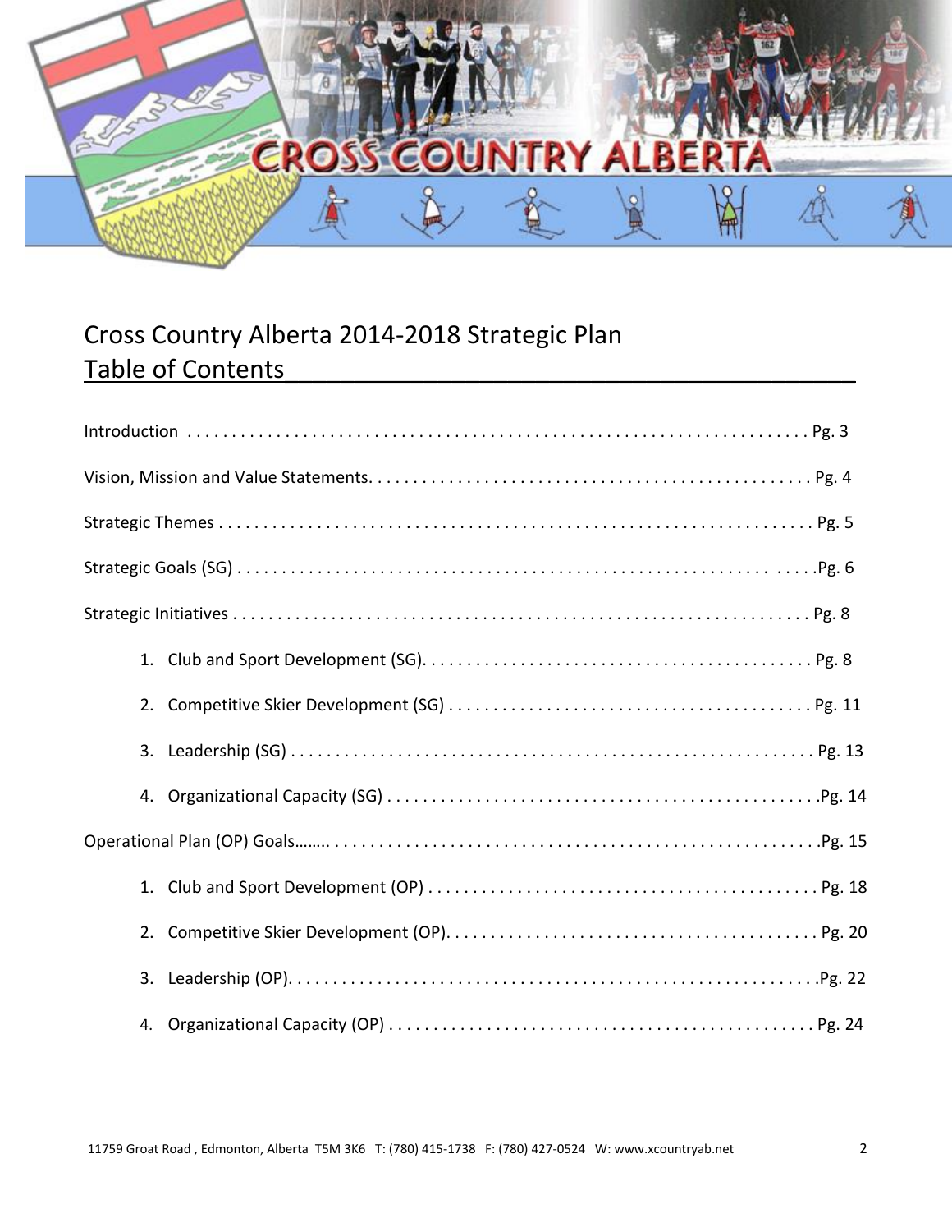# Cross Country Alberta 2014-2018 Strategic Plan

## Table of Contents

Introduction . . . . . . . . . . . . . . . . . . . . . . . . . . . . . . . . . . . . . . . . . . . . . . . . . . . . . . . . . . . . . . . . . . . . . . . Pg. 3

Vision, Mission and Value Statements. . . . . . . . . . . . . . . . . . . . . . . . . . . . . . . . . . . . . . . . . . . . . . . . . . Pg. 4

Strategic Themes . . . . . . . . . . . . . . . . . . . . . . . . . . . . . . . . . . . . . . . . . . . . . . . . . . . . . . . . . . . . . . . . . . . Pg. 5

Strategic Goals (SG) . . . . . . . . . . . . . . . . . . . . . . . . . . . . . . . . . . . . . . . . . . . . . . . . . . . . . . . . . . . . . .Pg. 6

Strategic Initiatives . . . . . . . . . . . . . . . . . . . . . . . . . . . . . . . . . . . . . . . . . . . . . . . . . . . . . . . . . . . . . . . . . . Pg. 8

1. Club and Sport Development (SG). . . . . . . . . . . . . . . . . . . . . . . . . . . . . . . . . . . . . . . . . . . . Pg. 8
2. Competitive Skier Development (SG) . . . . . . . . . . . . . . . . . . . . . . . . . . . . . . . . . . . . . . . . . Pg. 11
3. Leadership (SG) . . . . . . . . . . . . . . . . . . . . . . . . . . . . . . . . . . . . . . . . . . . . . . . . . . . . . . . . . . . Pg. 13
4. Organizational Capacity (SG) . . . . . . . . . . . . . . . . . . . . . . . . . . . . . . . . . . . . . . . . . . . . . . . . .Pg. 14

Operational Plan (OP) Goals…….. . . . . . . . . . . . . . . . . . . . . . . . . . . . . . . . . . . . . . . . . . . . . . . . . . . . . . .Pg. 15

1. Club and Sport Development (OP) . . . . . . . . . . . . . . . . . . . . . . . . . . . . . . . . . . . . . . . . . . . . Pg. 18
2. Competitive Skier Development (OP). . . . . . . . . . . . . . . . . . . . . . . . . . . . . . . . . . . . . . . . . . Pg. 20
3. Leadership (OP). . . . . . . . . . . . . . . . . . . . . . . . . . . . . . . . . . . . . . . . . . . . . . . . . . . . . . . . . . . .Pg. 22
4. Organizational Capacity (OP) . . . . . . . . . . . . . . . . . . . . . . . . . . . . . . . . . . . . . . . . . . . . . . . . Pg. 24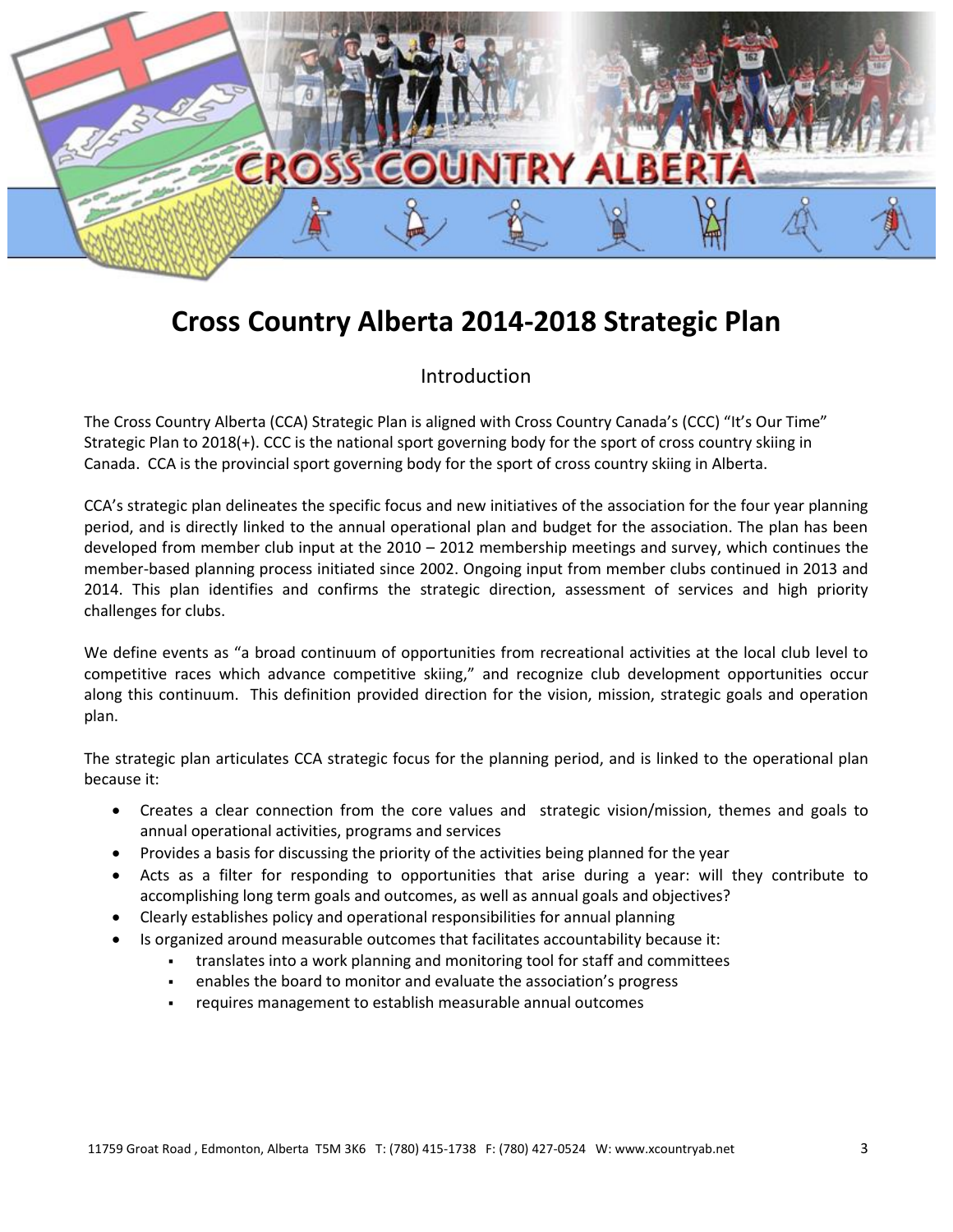# Cross Country Alberta 2014-2018 Strategic Plan

## Introduction

The Cross Country Alberta (CCA) Strategic Plan is aligned with Cross Country Canada's (CCC) "It's Our Time" Strategic Plan to 2018(+). CCC is the national sport governing body for the sport of cross country skiing in Canada. CCA is the provincial sport governing body for the sport of cross country skiing in Alberta.

CCA's strategic plan delineates the specific focus and new initiatives of the association for the four year planning period, and is directly linked to the annual operational plan and budget for the association. The plan has been developed from member club input at the 2010 – 2012 membership meetings and survey, which continues the member-based planning process initiated since 2002. Ongoing input from member clubs continued in 2013 and 2014. This plan identifies and confirms the strategic direction, assessment of services and high priority challenges for clubs.

We define events as "a broad continuum of opportunities from recreational activities at the local club level to competitive races which advance competitive skiing," and recognize club development opportunities occur along this continuum. This definition provided direction for the vision, mission, strategic goals and operation plan.

The strategic plan articulates CCA strategic focus for the planning period, and is linked to the operational plan because it:

- Creates a clear connection from the core values and strategic vision/mission, themes and goals to annual operational activities, programs and services
- Provides a basis for discussing the priority of the activities being planned for the year
- Acts as a filter for responding to opportunities that arise during a year: will they contribute to accomplishing long term goals and outcomes, as well as annual goals and objectives?
- Clearly establishes policy and operational responsibilities for annual planning
- Is organized around measurable outcomes that facilitates accountability because it:
  - translates into a work planning and monitoring tool for staff and committees
  - enables the board to monitor and evaluate the association's progress
  - requires management to establish measurable annual outcomes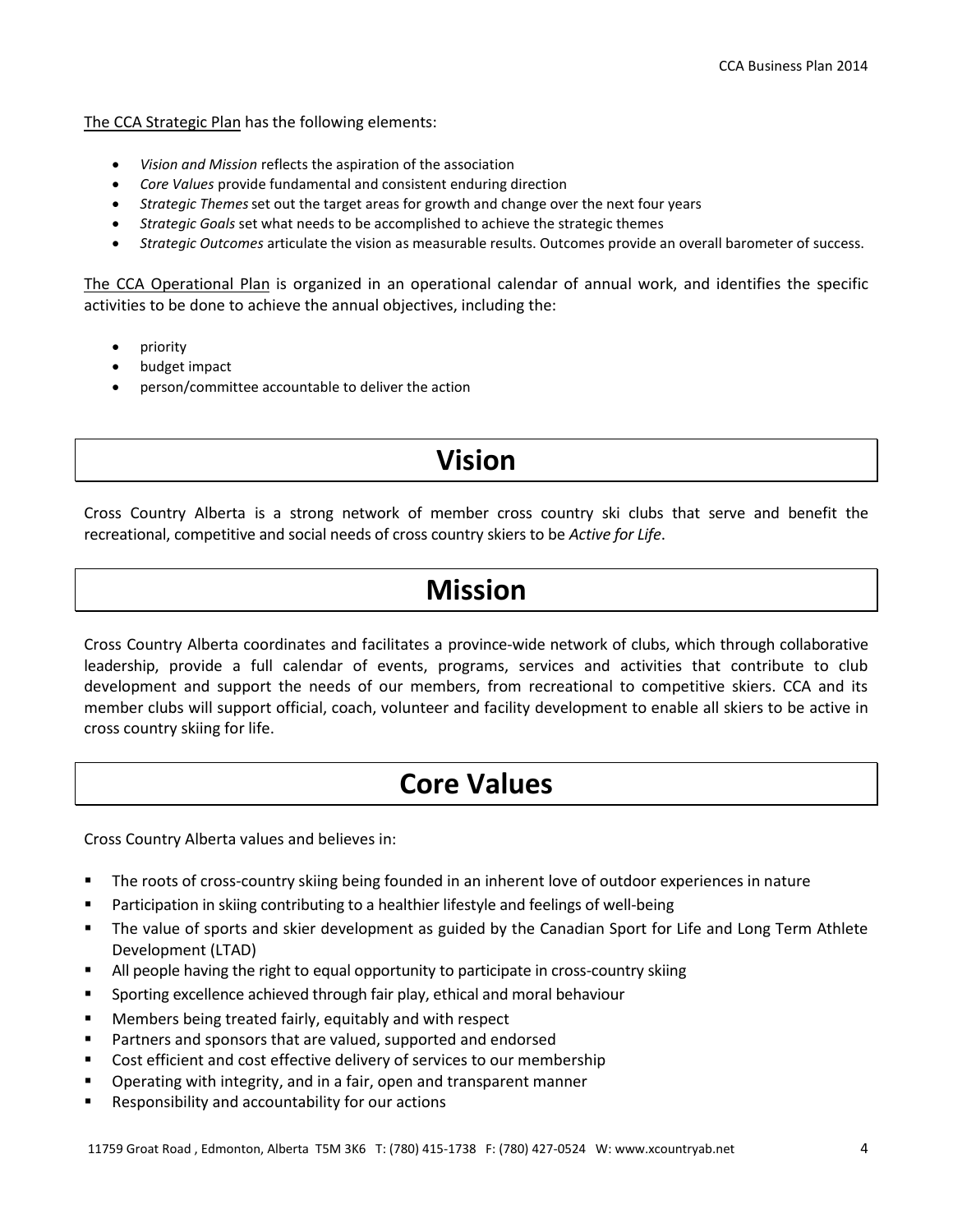The CCA Strategic Plan has the following elements:

- *Vision and Mission* reflects the aspiration of the association
- *Core Values* provide fundamental and consistent enduring direction
- *Strategic Themes* set out the target areas for growth and change over the next four years
- *Strategic Goals* set what needs to be accomplished to achieve the strategic themes
- *Strategic Outcomes* articulate the vision as measurable results. Outcomes provide an overall barometer of success.

The CCA Operational Plan is organized in an operational calendar of annual work, and identifies the specific activities to be done to achieve the annual objectives, including the:

- priority
- budget impact
- person/committee accountable to deliver the action

# Vision

Cross Country Alberta is a strong network of member cross country ski clubs that serve and benefit the recreational, competitive and social needs of cross country skiers to be *Active for Life*.

# Mission

Cross Country Alberta coordinates and facilitates a province-wide network of clubs, which through collaborative leadership, provide a full calendar of events, programs, services and activities that contribute to club development and support the needs of our members, from recreational to competitive skiers. CCA and its member clubs will support official, coach, volunteer and facility development to enable all skiers to be active in cross country skiing for life.

# Core Values

Cross Country Alberta values and believes in:

- The roots of cross-country skiing being founded in an inherent love of outdoor experiences in nature
- Participation in skiing contributing to a healthier lifestyle and feelings of well-being
- The value of sports and skier development as guided by the Canadian Sport for Life and Long Term Athlete Development (LTAD)
- All people having the right to equal opportunity to participate in cross-country skiing
- Sporting excellence achieved through fair play, ethical and moral behaviour
- Members being treated fairly, equitably and with respect
- Partners and sponsors that are valued, supported and endorsed
- Cost efficient and cost effective delivery of services to our membership
- Operating with integrity, and in a fair, open and transparent manner
- Responsibility and accountability for our actions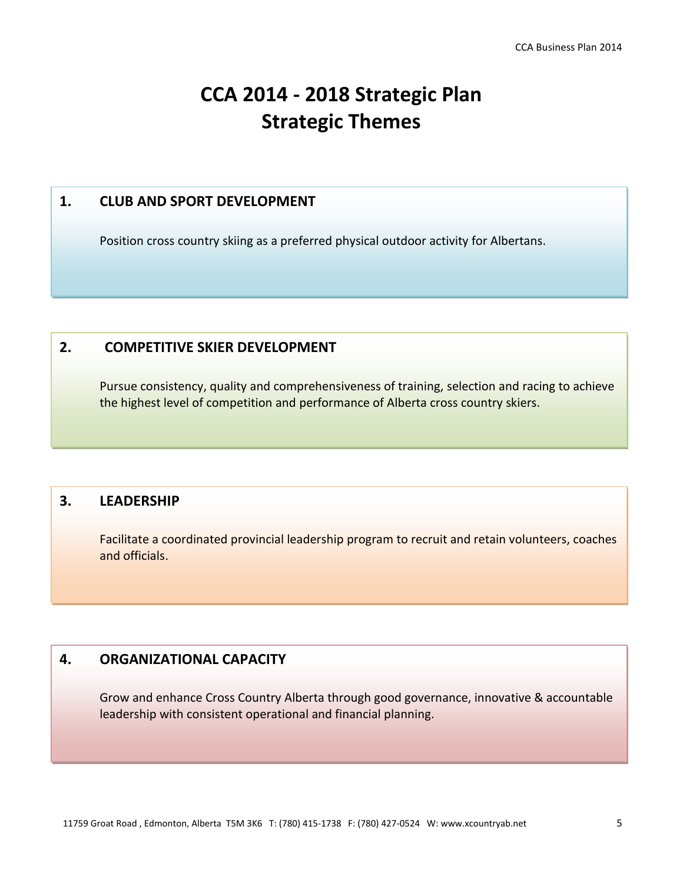# CCA 2014 - 2018 Strategic Plan
# Strategic Themes

## 1. CLUB AND SPORT DEVELOPMENT

Position cross country skiing as a preferred physical outdoor activity for Albertans.

## 2. COMPETITIVE SKIER DEVELOPMENT

Pursue consistency, quality and comprehensiveness of training, selection and racing to achieve the highest level of competition and performance of Alberta cross country skiers.

## 3. LEADERSHIP

Facilitate a coordinated provincial leadership program to recruit and retain volunteers, coaches and officials.

## 4. ORGANIZATIONAL CAPACITY

Grow and enhance Cross Country Alberta through good governance, innovative & accountable leadership with consistent operational and financial planning.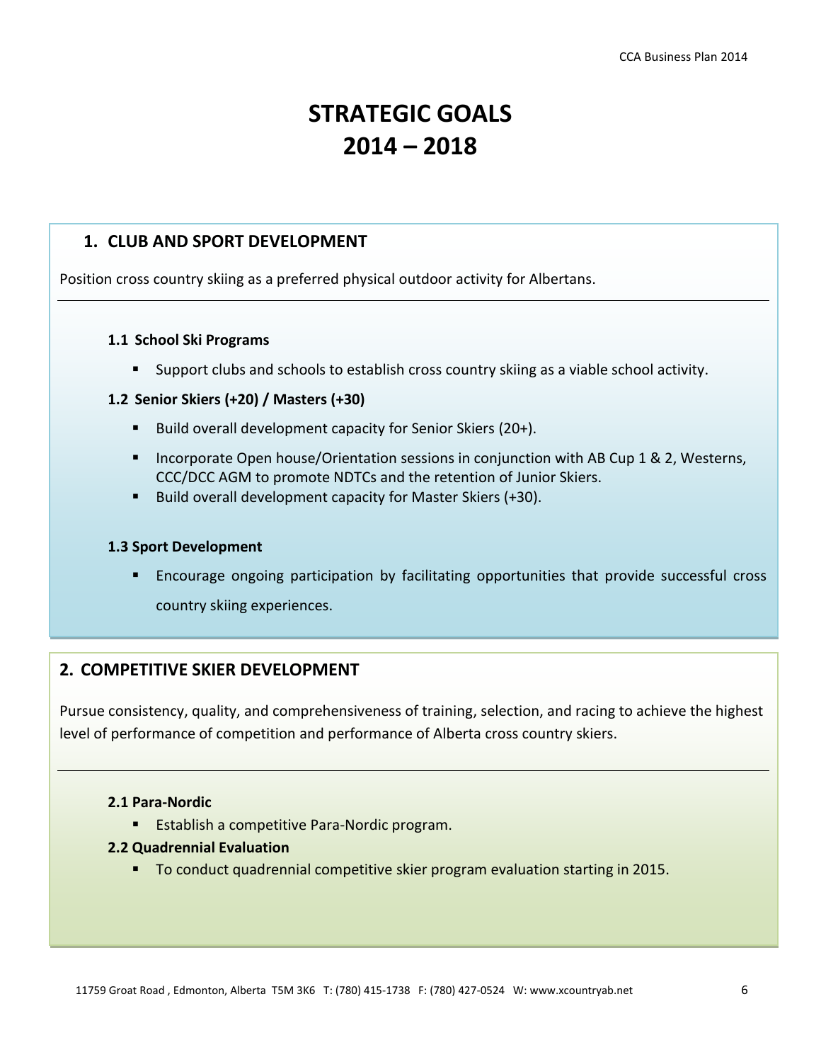# STRATEGIC GOALS 2014 – 2018

## 1. CLUB AND SPORT DEVELOPMENT

Position cross country skiing as a preferred physical outdoor activity for Albertans.

---

### 1.1 School Ski Programs

- Support clubs and schools to establish cross country skiing as a viable school activity.

### 1.2 Senior Skiers (+20) / Masters (+30)

- Build overall development capacity for Senior Skiers (20+).
- Incorporate Open house/Orientation sessions in conjunction with AB Cup 1 & 2, Westerns, CCC/DCC AGM to promote NDTCs and the retention of Junior Skiers.
- Build overall development capacity for Master Skiers (+30).

### 1.3 Sport Development

- Encourage ongoing participation by facilitating opportunities that provide successful cross country skiing experiences.

## 2. COMPETITIVE SKIER DEVELOPMENT

Pursue consistency, quality, and comprehensiveness of training, selection, and racing to achieve the highest level of performance of competition and performance of Alberta cross country skiers.

---

### 2.1 Para-Nordic

- Establish a competitive Para-Nordic program.

### 2.2 Quadrennial Evaluation

- To conduct quadrennial competitive skier program evaluation starting in 2015.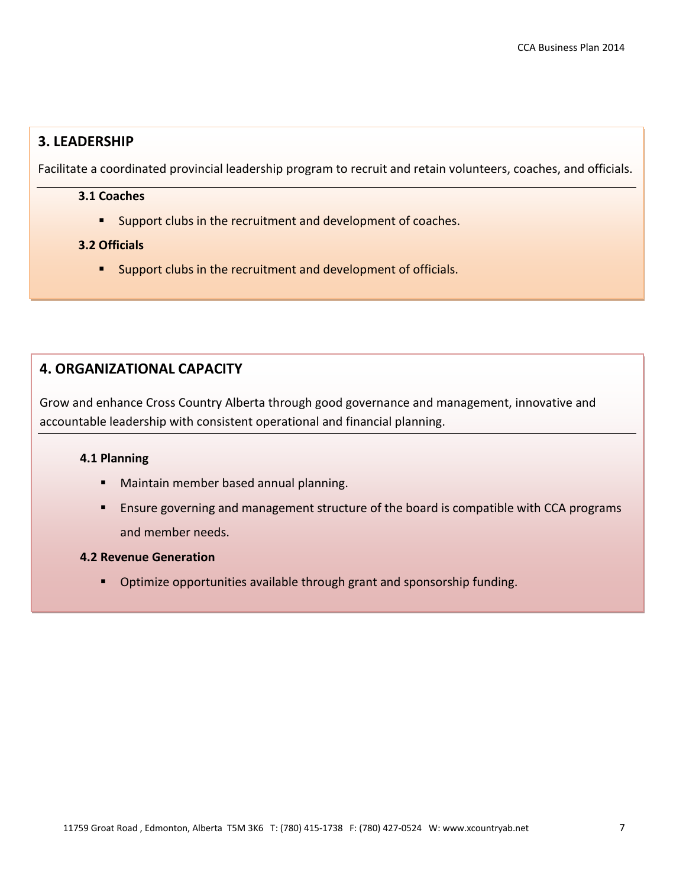## 3. LEADERSHIP

Facilitate a coordinated provincial leadership program to recruit and retain volunteers, coaches, and officials.

### 3.1 Coaches

- Support clubs in the recruitment and development of coaches.

### 3.2 Officials

- Support clubs in the recruitment and development of officials.

## 4. ORGANIZATIONAL CAPACITY

Grow and enhance Cross Country Alberta through good governance and management, innovative and accountable leadership with consistent operational and financial planning.

### 4.1 Planning

- Maintain member based annual planning.
- Ensure governing and management structure of the board is compatible with CCA programs and member needs.

### 4.2 Revenue Generation

- Optimize opportunities available through grant and sponsorship funding.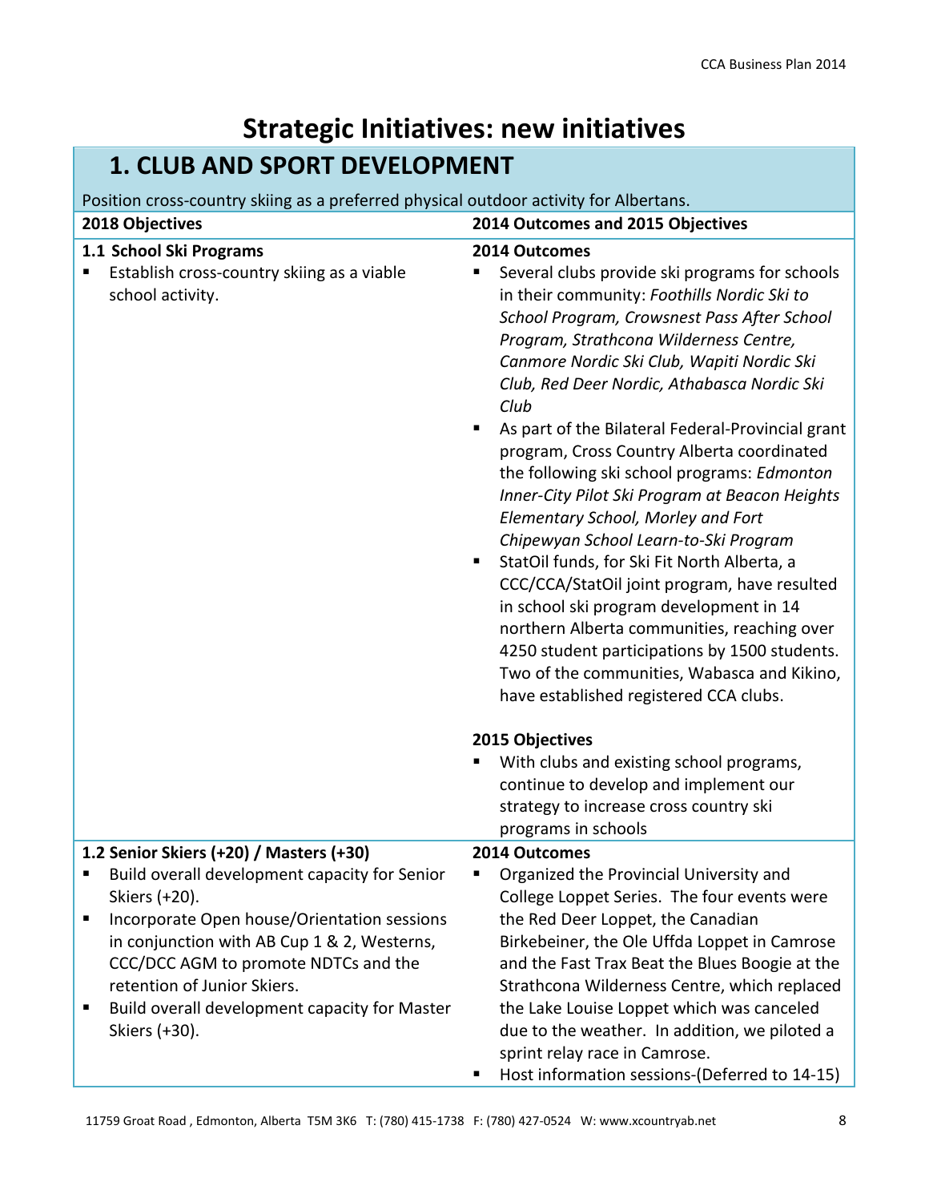# Strategic Initiatives: new initiatives

## 1. CLUB AND SPORT DEVELOPMENT

Position cross-country skiing as a preferred physical outdoor activity for Albertans.

| 2018 Objectives | 2014 Outcomes and 2015 Objectives |
|---|---|
| **1.1 School Ski Programs**<br>▪ Establish cross-country skiing as a viable school activity. | **2014 Outcomes**<br>▪ Several clubs provide ski programs for schools in their community: *Foothills Nordic Ski to School Program, Crowsnest Pass After School Program, Strathcona Wilderness Centre, Canmore Nordic Ski Club, Wapiti Nordic Ski Club, Red Deer Nordic, Athabasca Nordic Ski Club*<br>▪ As part of the Bilateral Federal-Provincial grant program, Cross Country Alberta coordinated the following ski school programs: *Edmonton Inner-City Pilot Ski Program at Beacon Heights Elementary School, Morley and Fort Chipewyan School Learn-to-Ski Program*<br>▪ StatOil funds, for Ski Fit North Alberta, a CCC/CCA/StatOil joint program, have resulted in school ski program development in 14 northern Alberta communities, reaching over 4250 student participations by 1500 students. Two of the communities, Wabasca and Kikino, have established registered CCA clubs.<br><br>**2015 Objectives**<br>▪ With clubs and existing school programs, continue to develop and implement our strategy to increase cross country ski programs in schools |
| **1.2 Senior Skiers (+20) / Masters (+30)**<br>▪ Build overall development capacity for Senior Skiers (+20).<br>▪ Incorporate Open house/Orientation sessions in conjunction with AB Cup 1 & 2, Westerns, CCC/DCC AGM to promote NDTCs and the retention of Junior Skiers.<br>▪ Build overall development capacity for Master Skiers (+30). | **2014 Outcomes**<br>▪ Organized the Provincial University and College Loppet Series. The four events were the Red Deer Loppet, the Canadian Birkebeiner, the Ole Uffda Loppet in Camrose and the Fast Trax Beat the Blues Boogie at the Strathcona Wilderness Centre, which replaced the Lake Louise Loppet which was canceled due to the weather. In addition, we piloted a sprint relay race in Camrose.<br>▪ Host information sessions-(Deferred to 14-15) |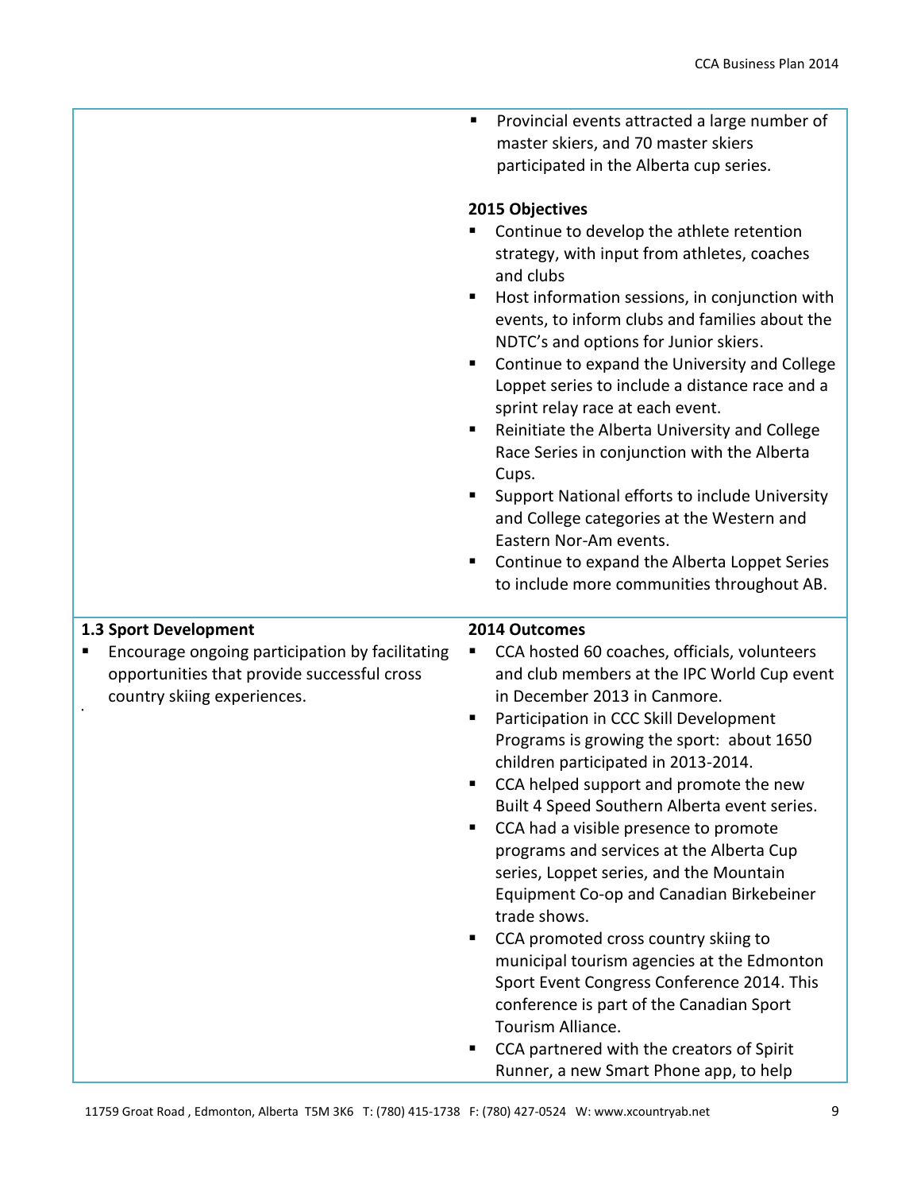| | |
|---|---|
| | ▪ Provincial events attracted a large number of master skiers, and 70 master skiers participated in the Alberta cup series.<br><br>**2015 Objectives**<br>▪ Continue to develop the athlete retention strategy, with input from athletes, coaches and clubs<br>▪ Host information sessions, in conjunction with events, to inform clubs and families about the NDTC's and options for Junior skiers.<br>▪ Continue to expand the University and College Loppet series to include a distance race and a sprint relay race at each event.<br>▪ Reinitiate the Alberta University and College Race Series in conjunction with the Alberta Cups.<br>▪ Support National efforts to include University and College categories at the Western and Eastern Nor-Am events.<br>▪ Continue to expand the Alberta Loppet Series to include more communities throughout AB. |
| **1.3 Sport Development**<br>▪ Encourage ongoing participation by facilitating opportunities that provide successful cross country skiing experiences. | **2014 Outcomes**<br>▪ CCA hosted 60 coaches, officials, volunteers and club members at the IPC World Cup event in December 2013 in Canmore.<br>▪ Participation in CCC Skill Development Programs is growing the sport: about 1650 children participated in 2013-2014.<br>▪ CCA helped support and promote the new Built 4 Speed Southern Alberta event series.<br>▪ CCA had a visible presence to promote programs and services at the Alberta Cup series, Loppet series, and the Mountain Equipment Co-op and Canadian Birkebeiner trade shows.<br>▪ CCA promoted cross country skiing to municipal tourism agencies at the Edmonton Sport Event Congress Conference 2014. This conference is part of the Canadian Sport Tourism Alliance.<br>▪ CCA partnered with the creators of Spirit Runner, a new Smart Phone app, to help |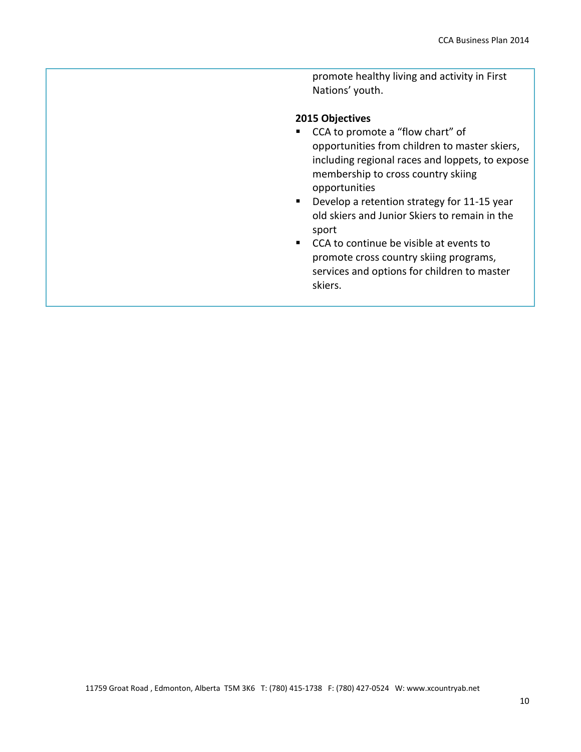promote healthy living and activity in First Nations' youth.

**2015 Objectives**

- CCA to promote a "flow chart" of opportunities from children to master skiers, including regional races and loppets, to expose membership to cross country skiing opportunities
- Develop a retention strategy for 11-15 year old skiers and Junior Skiers to remain in the sport
- CCA to continue be visible at events to promote cross country skiing programs, services and options for children to master skiers.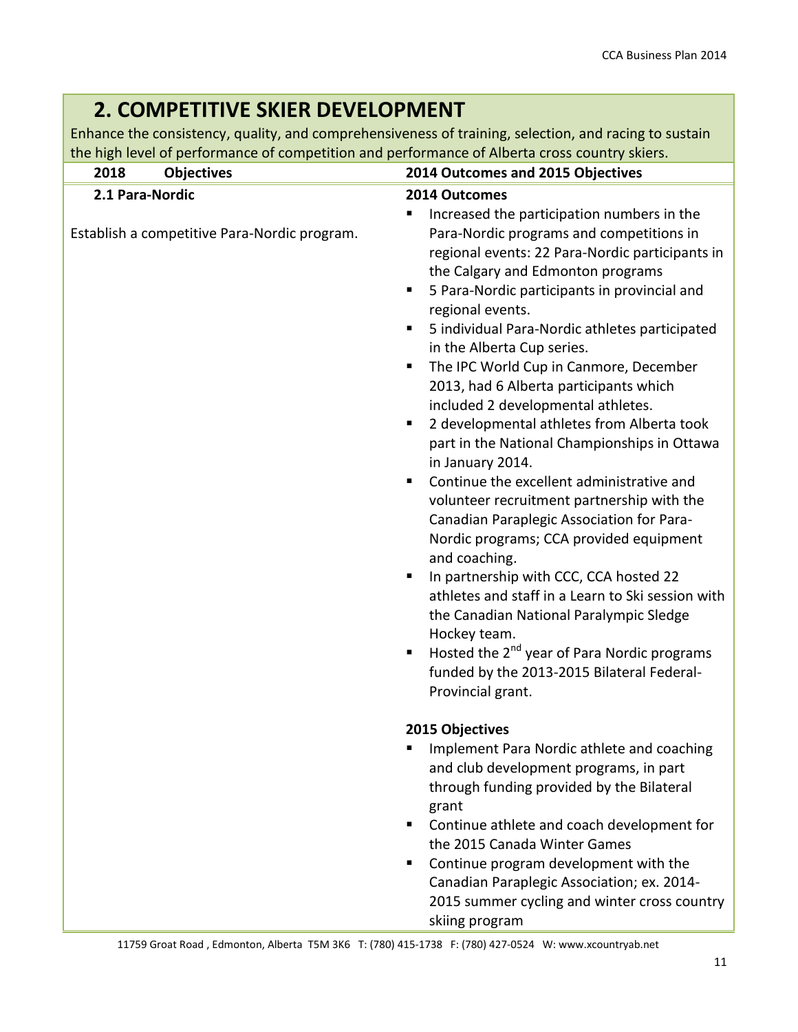# 2. COMPETITIVE SKIER DEVELOPMENT

Enhance the consistency, quality, and comprehensiveness of training, selection, and racing to sustain the high level of performance of competition and performance of Alberta cross country skiers.

| 2018 Objectives | 2014 Outcomes and 2015 Objectives |
|---|---|
| **2.1 Para-Nordic**<br><br>Establish a competitive Para-Nordic program. | **2014 Outcomes**<br>▪ Increased the participation numbers in the Para-Nordic programs and competitions in regional events: 22 Para-Nordic participants in the Calgary and Edmonton programs<br>▪ 5 Para-Nordic participants in provincial and regional events.<br>▪ 5 individual Para-Nordic athletes participated in the Alberta Cup series.<br>▪ The IPC World Cup in Canmore, December 2013, had 6 Alberta participants which included 2 developmental athletes.<br>▪ 2 developmental athletes from Alberta took part in the National Championships in Ottawa in January 2014.<br>▪ Continue the excellent administrative and volunteer recruitment partnership with the Canadian Paraplegic Association for Para-Nordic programs; CCA provided equipment and coaching.<br>▪ In partnership with CCC, CCA hosted 22 athletes and staff in a Learn to Ski session with the Canadian National Paralympic Sledge Hockey team.<br>▪ Hosted the 2nd year of Para Nordic programs funded by the 2013-2015 Bilateral Federal-Provincial grant.<br><br>**2015 Objectives**<br>▪ Implement Para Nordic athlete and coaching and club development programs, in part through funding provided by the Bilateral grant<br>▪ Continue athlete and coach development for the 2015 Canada Winter Games<br>▪ Continue program development with the Canadian Paraplegic Association; ex. 2014-2015 summer cycling and winter cross country skiing program |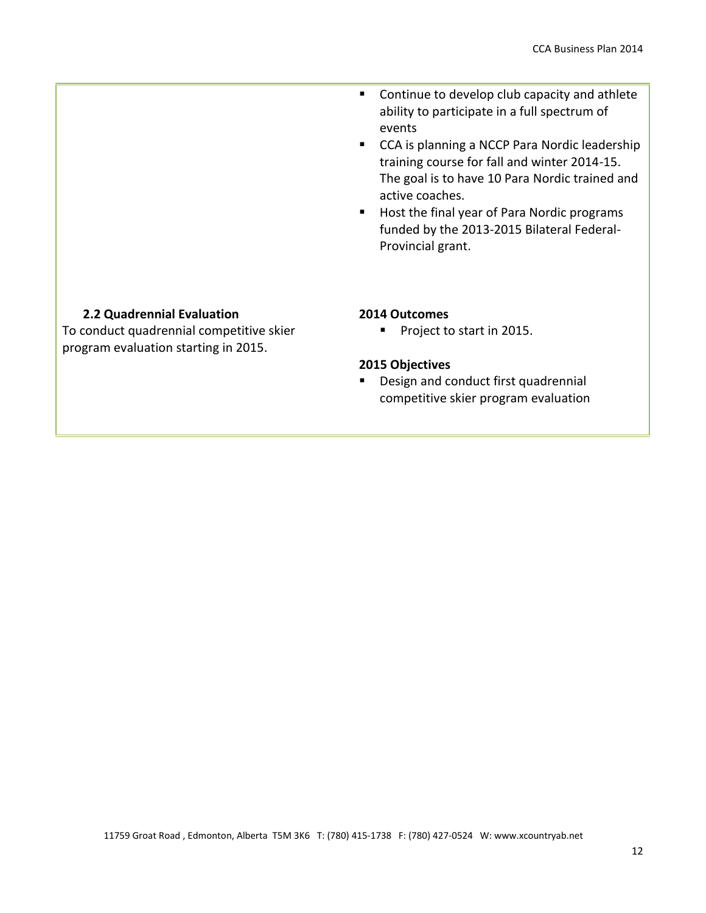| | |
|---|---|
| | - Continue to develop club capacity and athlete ability to participate in a full spectrum of events<br>- CCA is planning a NCCP Para Nordic leadership training course for fall and winter 2014-15. The goal is to have 10 Para Nordic trained and active coaches.<br>- Host the final year of Para Nordic programs funded by the 2013-2015 Bilateral Federal-Provincial grant. |
| **2.2 Quadrennial Evaluation**<br>To conduct quadrennial competitive skier program evaluation starting in 2015. | **2014 Outcomes**<br>- Project to start in 2015.<br><br>**2015 Objectives**<br>- Design and conduct first quadrennial competitive skier program evaluation |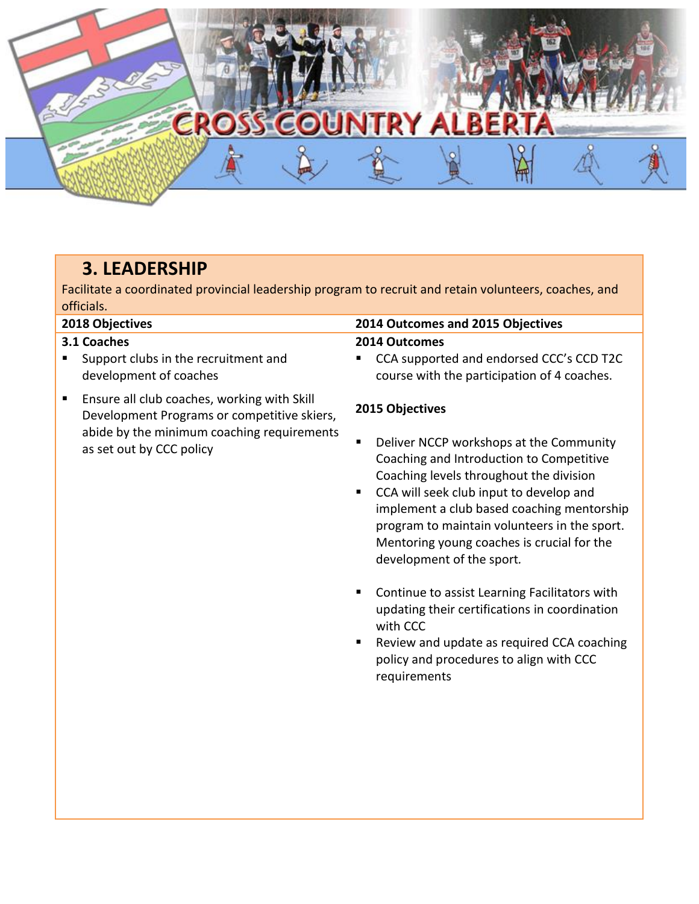## 3. LEADERSHIP

Facilitate a coordinated provincial leadership program to recruit and retain volunteers, coaches, and officials.

| 2018 Objectives | 2014 Outcomes and 2015 Objectives |
|---|---|
| **3.1 Coaches**<br>▪ Support clubs in the recruitment and development of coaches<br>▪ Ensure all club coaches, working with Skill Development Programs or competitive skiers, abide by the minimum coaching requirements as set out by CCC policy | **2014 Outcomes**<br>▪ CCA supported and endorsed CCC's CCD T2C course with the participation of 4 coaches.<br><br>**2015 Objectives**<br>▪ Deliver NCCP workshops at the Community Coaching and Introduction to Competitive Coaching levels throughout the division<br>▪ CCA will seek club input to develop and implement a club based coaching mentorship program to maintain volunteers in the sport. Mentoring young coaches is crucial for the development of the sport.<br>▪ Continue to assist Learning Facilitators with updating their certifications in coordination with CCC<br>▪ Review and update as required CCA coaching policy and procedures to align with CCC requirements |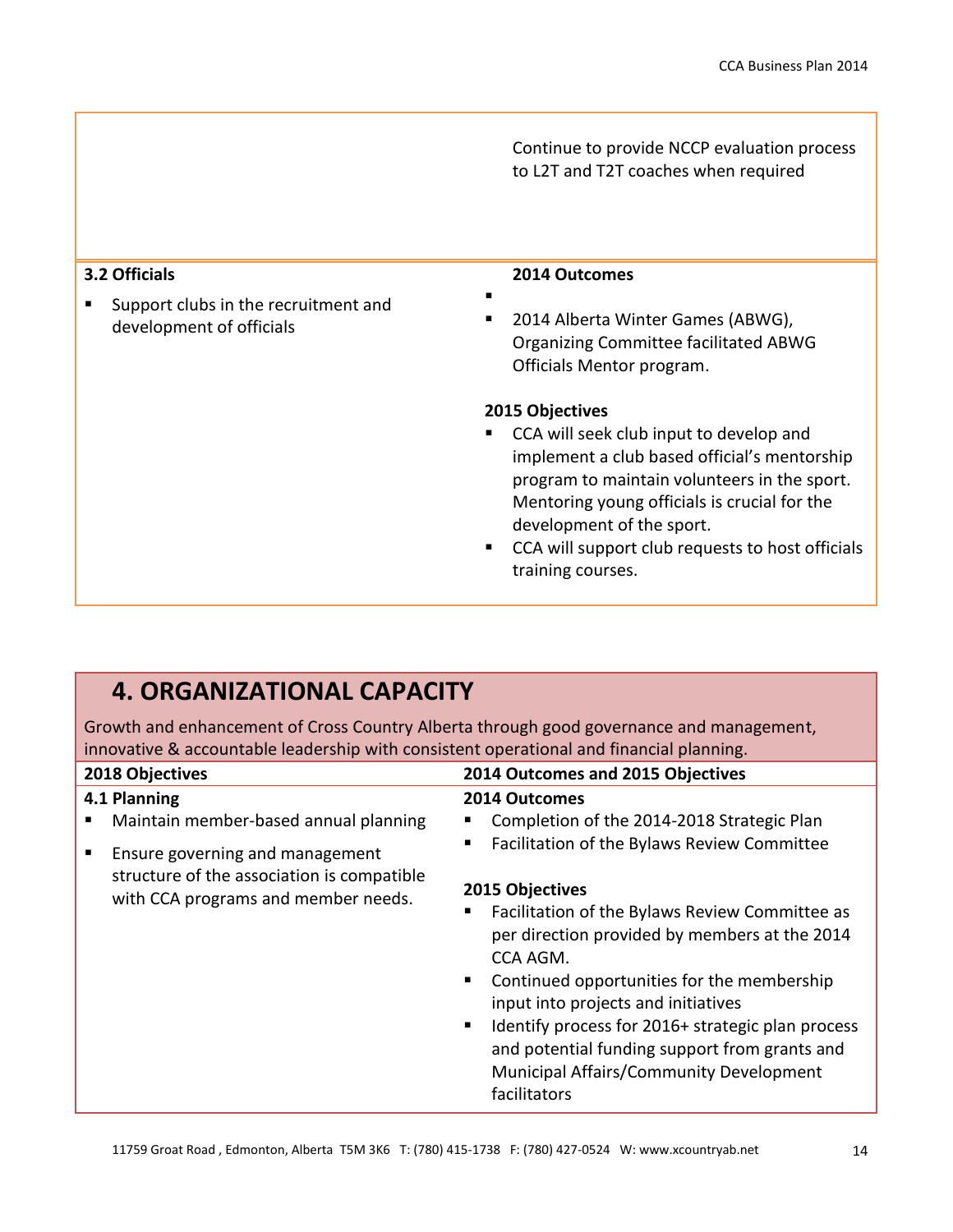| | |
|---|---|
| | Continue to provide NCCP evaluation process to L2T and T2T coaches when required |
| **3.2 Officials**<br>▪ Support clubs in the recruitment and development of officials | **2014 Outcomes**<br>▪<br>▪ 2014 Alberta Winter Games (ABWG), Organizing Committee facilitated ABWG Officials Mentor program.<br><br>**2015 Objectives**<br>▪ CCA will seek club input to develop and implement a club based official's mentorship program to maintain volunteers in the sport. Mentoring young officials is crucial for the development of the sport.<br>▪ CCA will support club requests to host officials training courses. |

## 4. ORGANIZATIONAL CAPACITY

Growth and enhancement of Cross Country Alberta through good governance and management, innovative & accountable leadership with consistent operational and financial planning.

| 2018 Objectives | 2014 Outcomes and 2015 Objectives |
|---|---|
| **4.1 Planning**<br>▪ Maintain member-based annual planning<br>▪ Ensure governing and management structure of the association is compatible with CCA programs and member needs. | **2014 Outcomes**<br>▪ Completion of the 2014-2018 Strategic Plan<br>▪ Facilitation of the Bylaws Review Committee<br><br>**2015 Objectives**<br>▪ Facilitation of the Bylaws Review Committee as per direction provided by members at the 2014 CCA AGM.<br>▪ Continued opportunities for the membership input into projects and initiatives<br>▪ Identify process for 2016+ strategic plan process and potential funding support from grants and Municipal Affairs/Community Development facilitators |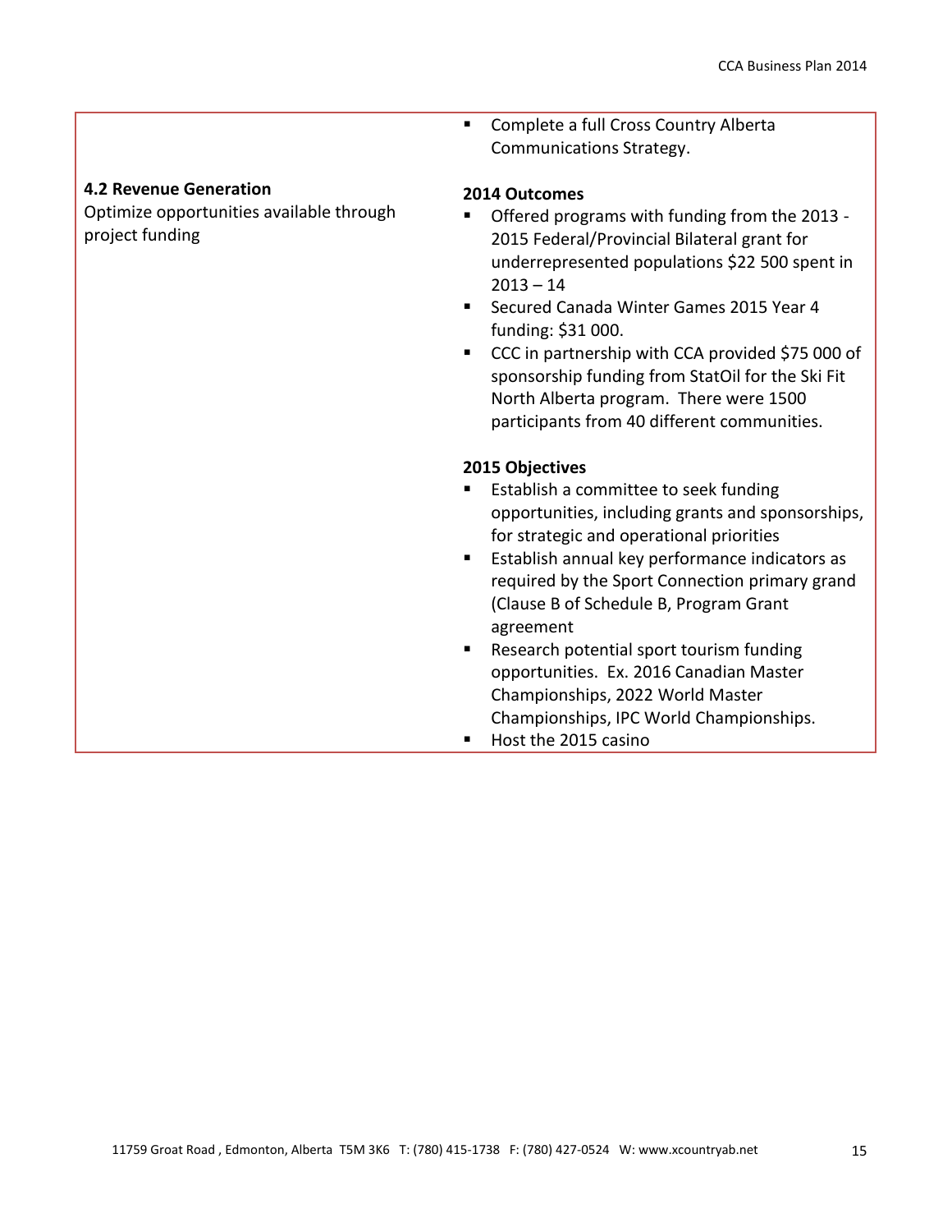| | |
|---|---|
| | - Complete a full Cross Country Alberta Communications Strategy. |
| **4.2 Revenue Generation**<br>Optimize opportunities available through project funding | **2014 Outcomes**<br>- Offered programs with funding from the 2013 - 2015 Federal/Provincial Bilateral grant for underrepresented populations $22 500 spent in 2013 – 14<br>- Secured Canada Winter Games 2015 Year 4 funding: $31 000.<br>- CCC in partnership with CCA provided $75 000 of sponsorship funding from StatOil for the Ski Fit North Alberta program. There were 1500 participants from 40 different communities.<br><br>**2015 Objectives**<br>- Establish a committee to seek funding opportunities, including grants and sponsorships, for strategic and operational priorities<br>- Establish annual key performance indicators as required by the Sport Connection primary grand (Clause B of Schedule B, Program Grant agreement<br>- Research potential sport tourism funding opportunities. Ex. 2016 Canadian Master Championships, 2022 World Master Championships, IPC World Championships.<br>- Host the 2015 casino |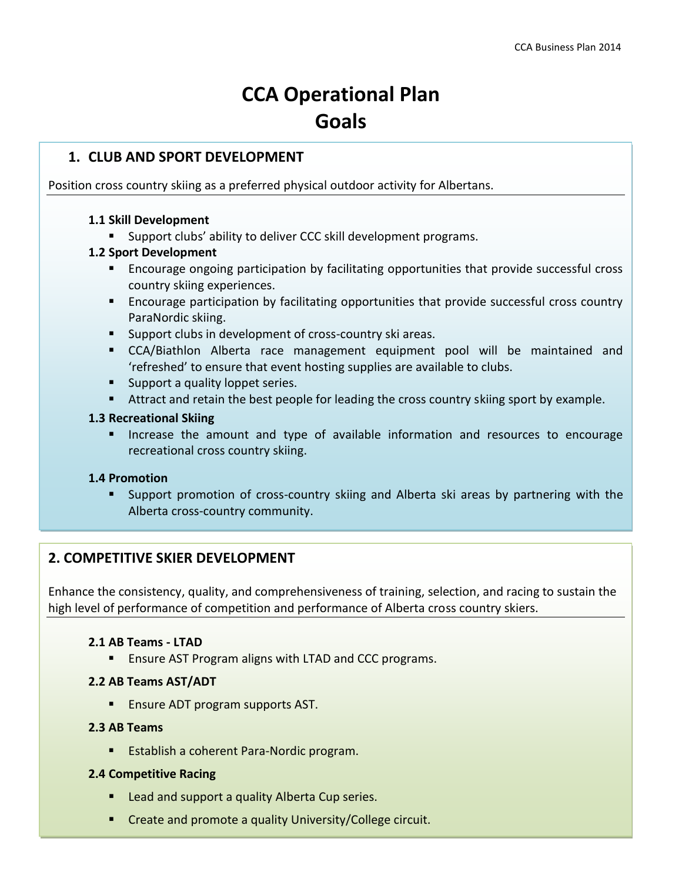# CCA Operational Plan
# Goals

## 1. CLUB AND SPORT DEVELOPMENT

Position cross country skiing as a preferred physical outdoor activity for Albertans.

### 1.1 Skill Development

- Support clubs' ability to deliver CCC skill development programs.

### 1.2 Sport Development

- Encourage ongoing participation by facilitating opportunities that provide successful cross country skiing experiences.
- Encourage participation by facilitating opportunities that provide successful cross country ParaNordic skiing.
- Support clubs in development of cross-country ski areas.
- CCA/Biathlon Alberta race management equipment pool will be maintained and 'refreshed' to ensure that event hosting supplies are available to clubs.
- Support a quality loppet series.
- Attract and retain the best people for leading the cross country skiing sport by example.

### 1.3 Recreational Skiing

- Increase the amount and type of available information and resources to encourage recreational cross country skiing.

### 1.4 Promotion

- Support promotion of cross-country skiing and Alberta ski areas by partnering with the Alberta cross-country community.

## 2. COMPETITIVE SKIER DEVELOPMENT

Enhance the consistency, quality, and comprehensiveness of training, selection, and racing to sustain the high level of performance of competition and performance of Alberta cross country skiers.

### 2.1 AB Teams - LTAD

- Ensure AST Program aligns with LTAD and CCC programs.

### 2.2 AB Teams AST/ADT

- Ensure ADT program supports AST.

### 2.3 AB Teams

- Establish a coherent Para-Nordic program.

### 2.4 Competitive Racing

- Lead and support a quality Alberta Cup series.
- Create and promote a quality University/College circuit.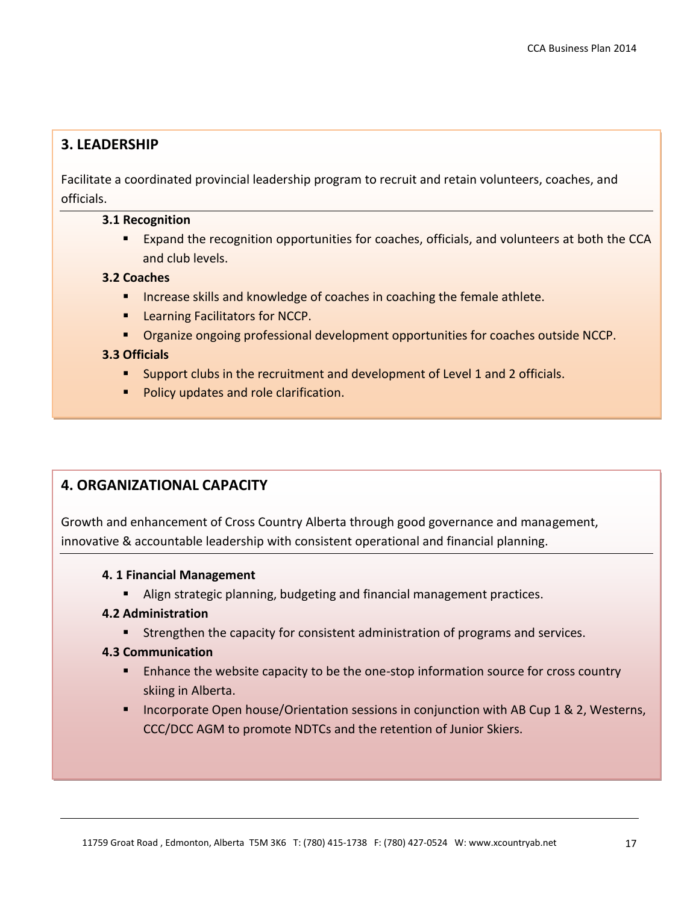## 3. LEADERSHIP

Facilitate a coordinated provincial leadership program to recruit and retain volunteers, coaches, and officials.

**3.1 Recognition**

- Expand the recognition opportunities for coaches, officials, and volunteers at both the CCA and club levels.

**3.2 Coaches**

- Increase skills and knowledge of coaches in coaching the female athlete.
- Learning Facilitators for NCCP.
- Organize ongoing professional development opportunities for coaches outside NCCP.

**3.3 Officials**

- Support clubs in the recruitment and development of Level 1 and 2 officials.
- Policy updates and role clarification.

## 4. ORGANIZATIONAL CAPACITY

Growth and enhancement of Cross Country Alberta through good governance and management, innovative & accountable leadership with consistent operational and financial planning.

**4. 1 Financial Management**

- Align strategic planning, budgeting and financial management practices.

**4.2 Administration**

- Strengthen the capacity for consistent administration of programs and services.

**4.3 Communication**

- Enhance the website capacity to be the one-stop information source for cross country skiing in Alberta.
- Incorporate Open house/Orientation sessions in conjunction with AB Cup 1 & 2, Westerns, CCC/DCC AGM to promote NDTCs and the retention of Junior Skiers.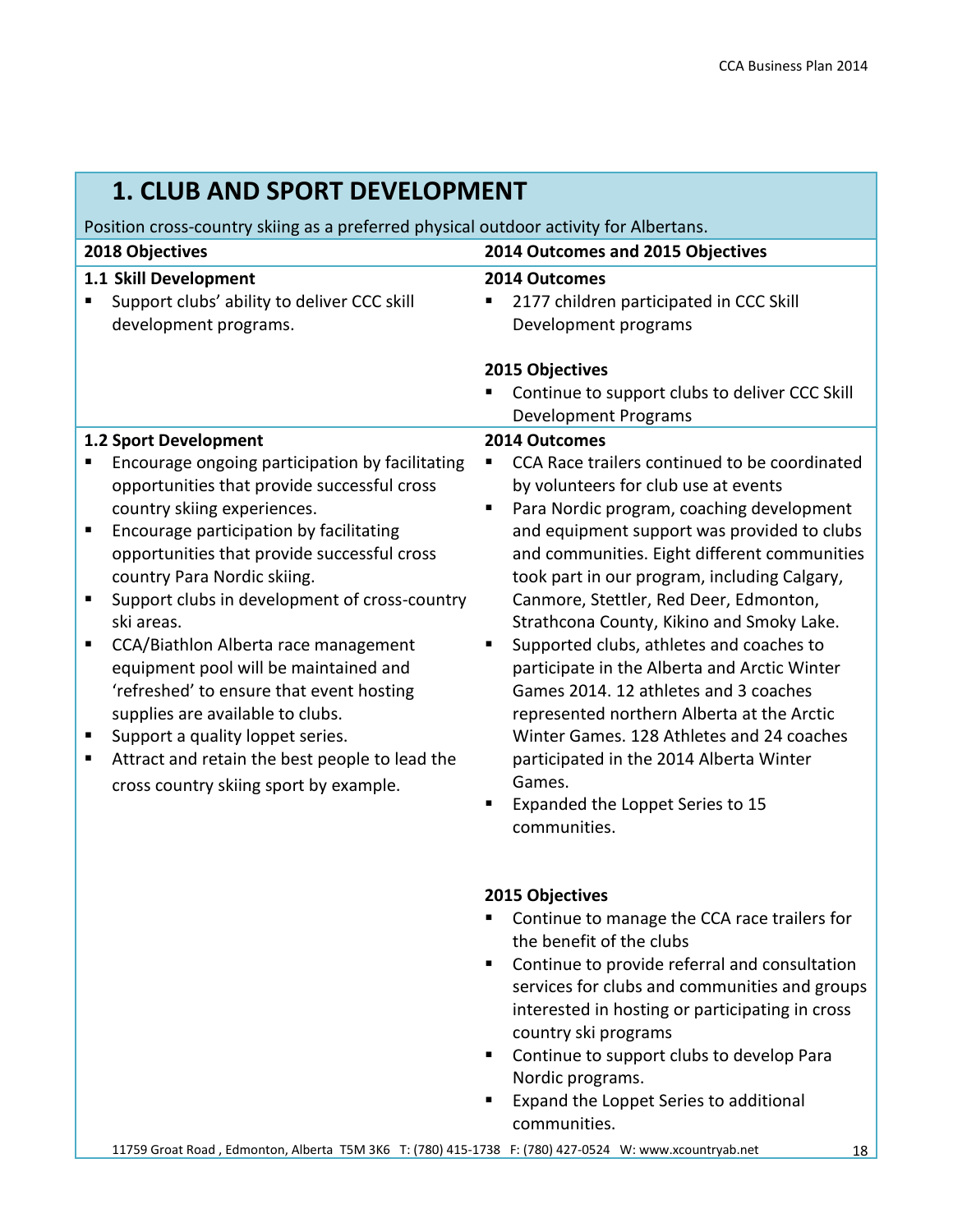# 1. CLUB AND SPORT DEVELOPMENT

Position cross-country skiing as a preferred physical outdoor activity for Albertans.

| 2018 Objectives | 2014 Outcomes and 2015 Objectives |
|---|---|
| **1.1 Skill Development**<br>▪ Support clubs' ability to deliver CCC skill development programs. | **2014 Outcomes**<br>▪ 2177 children participated in CCC Skill Development programs<br><br>**2015 Objectives**<br>▪ Continue to support clubs to deliver CCC Skill Development Programs |
| **1.2 Sport Development**<br>▪ Encourage ongoing participation by facilitating opportunities that provide successful cross country skiing experiences.<br>▪ Encourage participation by facilitating opportunities that provide successful cross country Para Nordic skiing.<br>▪ Support clubs in development of cross-country ski areas.<br>▪ CCA/Biathlon Alberta race management equipment pool will be maintained and 'refreshed' to ensure that event hosting supplies are available to clubs.<br>▪ Support a quality loppet series.<br>▪ Attract and retain the best people to lead the cross country skiing sport by example. | **2014 Outcomes**<br>▪ CCA Race trailers continued to be coordinated by volunteers for club use at events<br>▪ Para Nordic program, coaching development and equipment support was provided to clubs and communities. Eight different communities took part in our program, including Calgary, Canmore, Stettler, Red Deer, Edmonton, Strathcona County, Kikino and Smoky Lake.<br>▪ Supported clubs, athletes and coaches to participate in the Alberta and Arctic Winter Games 2014. 12 athletes and 3 coaches represented northern Alberta at the Arctic Winter Games. 128 Athletes and 24 coaches participated in the 2014 Alberta Winter Games.<br>▪ Expanded the Loppet Series to 15 communities.<br><br>**2015 Objectives**<br>▪ Continue to manage the CCA race trailers for the benefit of the clubs<br>▪ Continue to provide referral and consultation services for clubs and communities and groups interested in hosting or participating in cross country ski programs<br>▪ Continue to support clubs to develop Para Nordic programs.<br>▪ Expand the Loppet Series to additional communities. |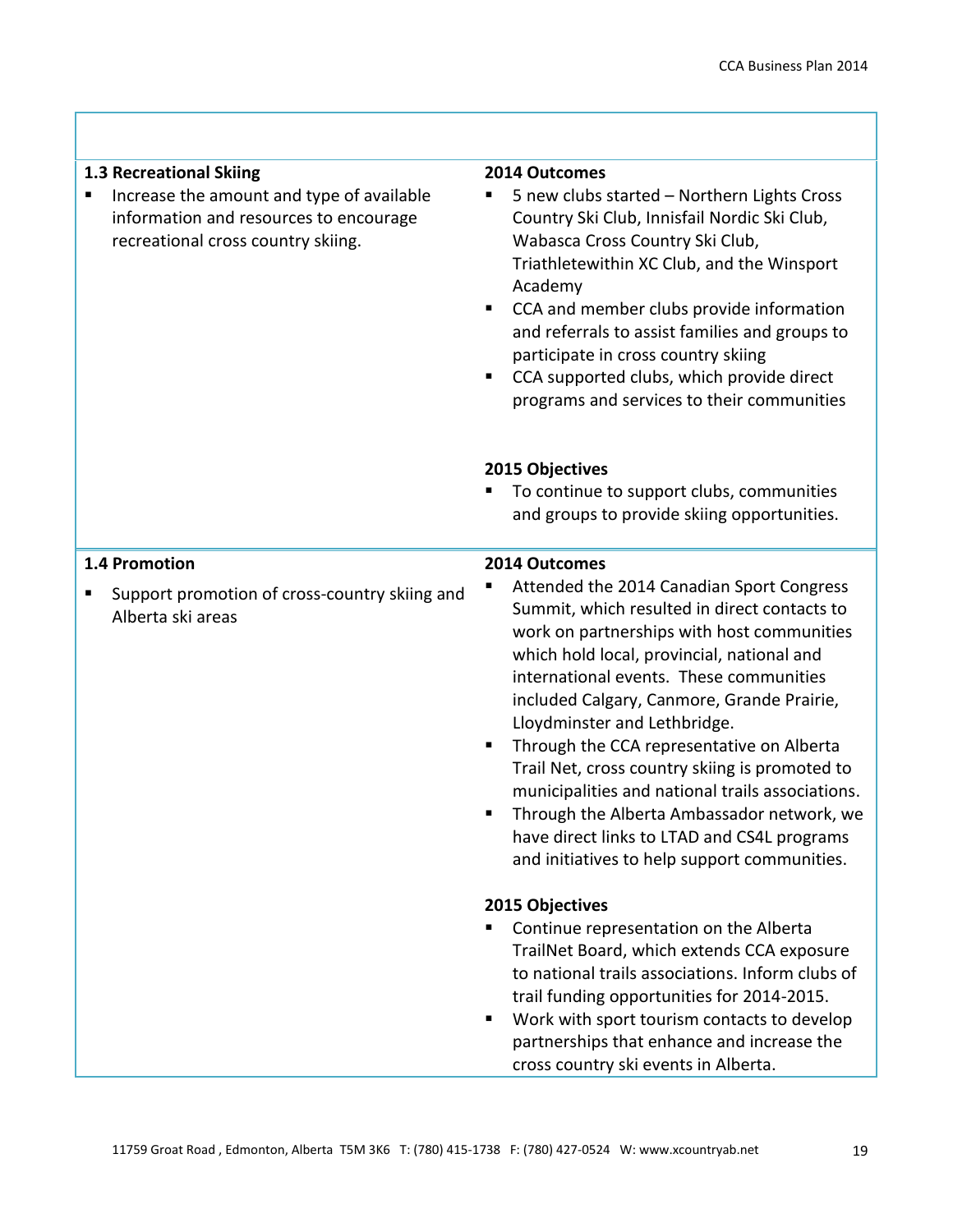| | |
|---|---|
| **1.3 Recreational Skiing**<br>▪ Increase the amount and type of available information and resources to encourage recreational cross country skiing. | **2014 Outcomes**<br>▪ 5 new clubs started – Northern Lights Cross Country Ski Club, Innisfail Nordic Ski Club, Wabasca Cross Country Ski Club, Triathletewithin XC Club, and the Winsport Academy<br>▪ CCA and member clubs provide information and referrals to assist families and groups to participate in cross country skiing<br>▪ CCA supported clubs, which provide direct programs and services to their communities<br><br>**2015 Objectives**<br>▪ To continue to support clubs, communities and groups to provide skiing opportunities. |
| **1.4 Promotion**<br>▪ Support promotion of cross-country skiing and Alberta ski areas | **2014 Outcomes**<br>▪ Attended the 2014 Canadian Sport Congress Summit, which resulted in direct contacts to work on partnerships with host communities which hold local, provincial, national and international events. These communities included Calgary, Canmore, Grande Prairie, Lloydminster and Lethbridge.<br>▪ Through the CCA representative on Alberta Trail Net, cross country skiing is promoted to municipalities and national trails associations.<br>▪ Through the Alberta Ambassador network, we have direct links to LTAD and CS4L programs and initiatives to help support communities.<br><br>**2015 Objectives**<br>▪ Continue representation on the Alberta TrailNet Board, which extends CCA exposure to national trails associations. Inform clubs of trail funding opportunities for 2014-2015.<br>▪ Work with sport tourism contacts to develop partnerships that enhance and increase the cross country ski events in Alberta. |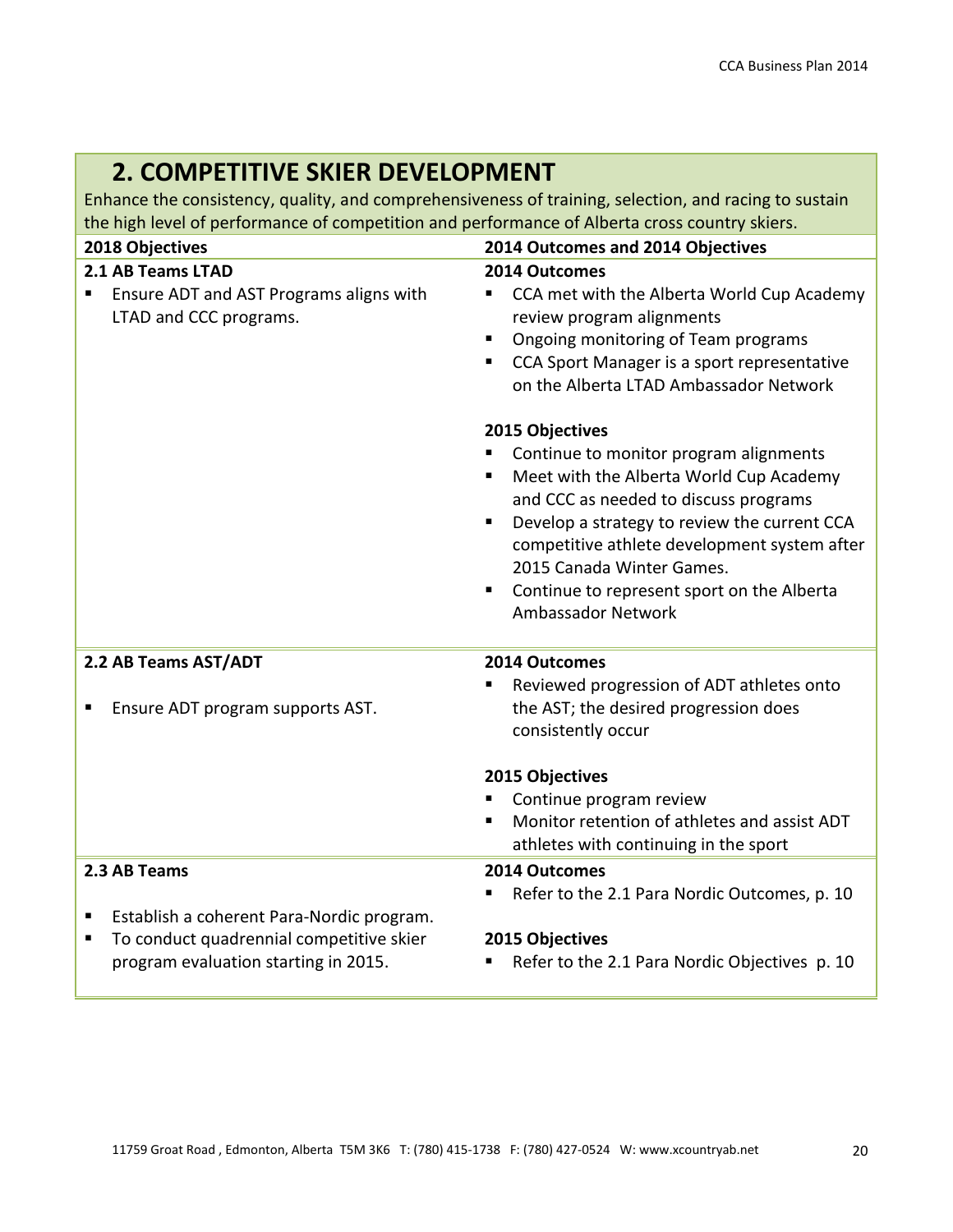## 2. COMPETITIVE SKIER DEVELOPMENT

Enhance the consistency, quality, and comprehensiveness of training, selection, and racing to sustain the high level of performance of competition and performance of Alberta cross country skiers.

| 2018 Objectives | 2014 Outcomes and 2014 Objectives |
|---|---|
| **2.1 AB Teams LTAD**<br>▪ Ensure ADT and AST Programs aligns with LTAD and CCC programs. | **2014 Outcomes**<br>▪ CCA met with the Alberta World Cup Academy review program alignments<br>▪ Ongoing monitoring of Team programs<br>▪ CCA Sport Manager is a sport representative on the Alberta LTAD Ambassador Network<br><br>**2015 Objectives**<br>▪ Continue to monitor program alignments<br>▪ Meet with the Alberta World Cup Academy and CCC as needed to discuss programs<br>▪ Develop a strategy to review the current CCA competitive athlete development system after 2015 Canada Winter Games.<br>▪ Continue to represent sport on the Alberta Ambassador Network |
| **2.2 AB Teams AST/ADT**<br>▪ Ensure ADT program supports AST. | **2014 Outcomes**<br>▪ Reviewed progression of ADT athletes onto the AST; the desired progression does consistently occur<br><br>**2015 Objectives**<br>▪ Continue program review<br>▪ Monitor retention of athletes and assist ADT athletes with continuing in the sport |
| **2.3 AB Teams**<br>▪ Establish a coherent Para-Nordic program.<br>▪ To conduct quadrennial competitive skier program evaluation starting in 2015. | **2014 Outcomes**<br>▪ Refer to the 2.1 Para Nordic Outcomes, p. 10<br><br>**2015 Objectives**<br>▪ Refer to the 2.1 Para Nordic Objectives p. 10 |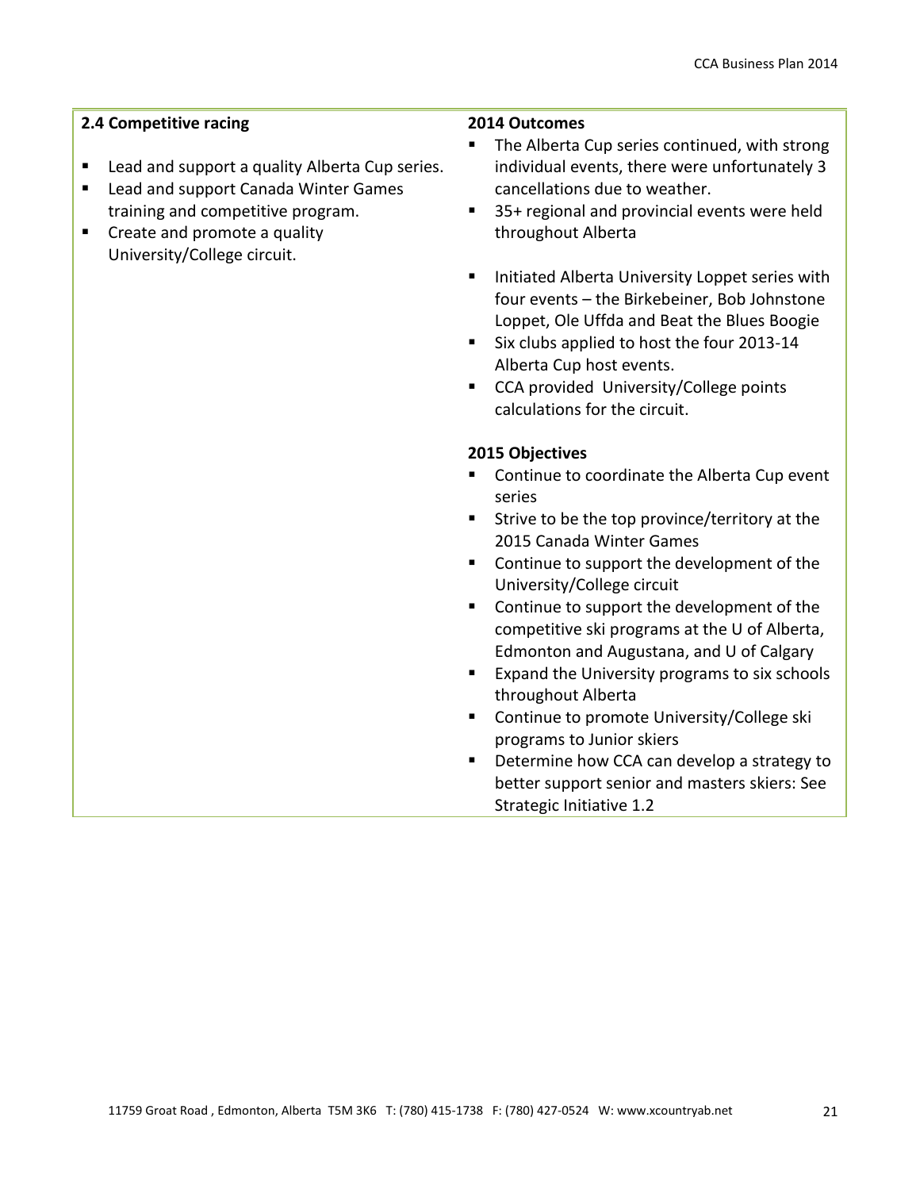| 2.4 Competitive racing | 2014 Outcomes |
|---|---|
| ▪ Lead and support a quality Alberta Cup series.<br>▪ Lead and support Canada Winter Games training and competitive program.<br>▪ Create and promote a quality University/College circuit. | ▪ The Alberta Cup series continued, with strong individual events, there were unfortunately 3 cancellations due to weather.<br>▪ 35+ regional and provincial events were held throughout Alberta<br><br>▪ Initiated Alberta University Loppet series with four events – the Birkebeiner, Bob Johnstone Loppet, Ole Uffda and Beat the Blues Boogie<br>▪ Six clubs applied to host the four 2013-14 Alberta Cup host events.<br>▪ CCA provided University/College points calculations for the circuit.<br><br>**2015 Objectives**<br>▪ Continue to coordinate the Alberta Cup event series<br>▪ Strive to be the top province/territory at the 2015 Canada Winter Games<br>▪ Continue to support the development of the University/College circuit<br>▪ Continue to support the development of the competitive ski programs at the U of Alberta, Edmonton and Augustana, and U of Calgary<br>▪ Expand the University programs to six schools throughout Alberta<br>▪ Continue to promote University/College ski programs to Junior skiers<br>▪ Determine how CCA can develop a strategy to better support senior and masters skiers: See Strategic Initiative 1.2 |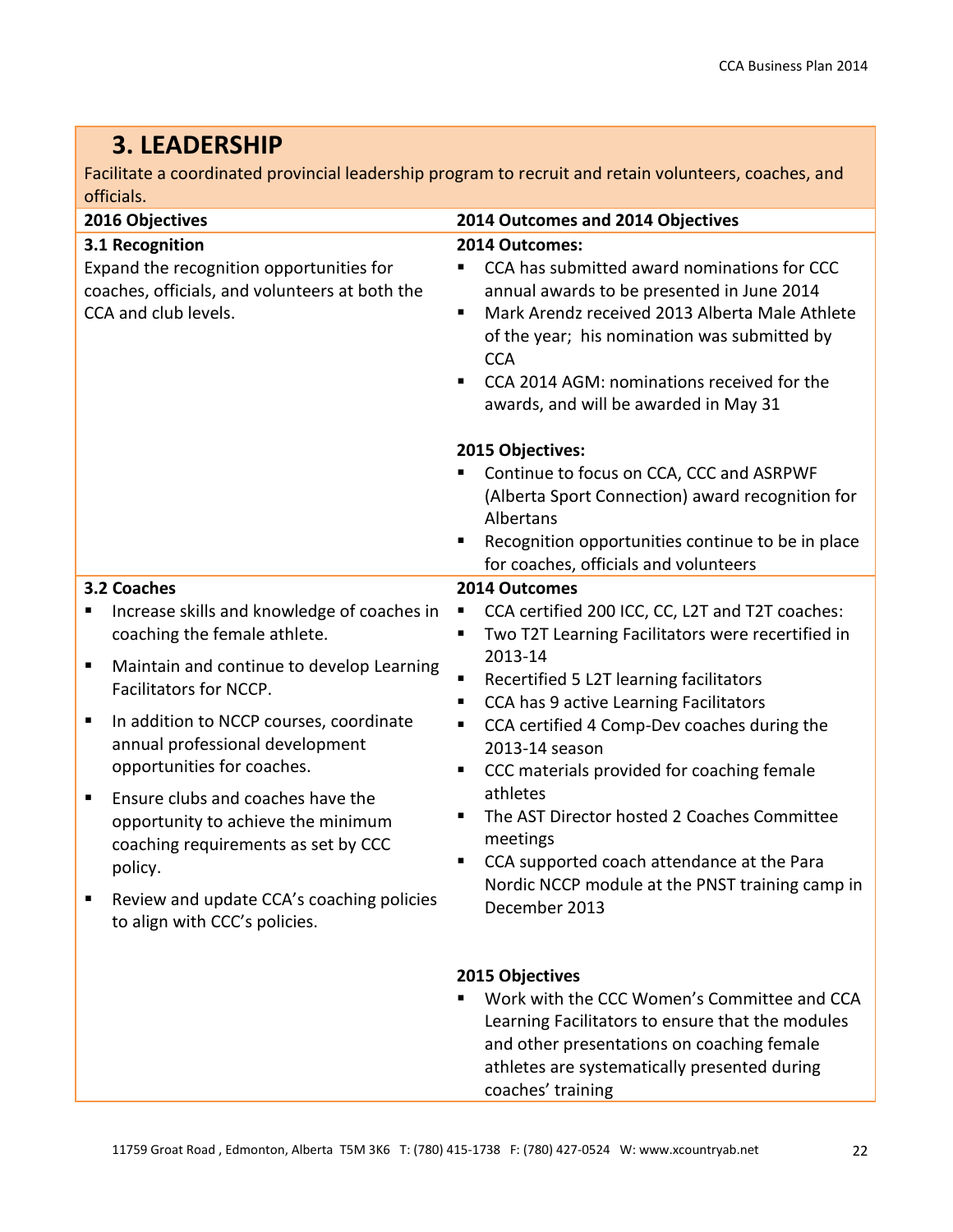## 3. LEADERSHIP

Facilitate a coordinated provincial leadership program to recruit and retain volunteers, coaches, and officials.

| 2016 Objectives | 2014 Outcomes and 2014 Objectives |
|---|---|
| **3.1 Recognition**<br>Expand the recognition opportunities for coaches, officials, and volunteers at both the CCA and club levels. | **2014 Outcomes:**<br>▪ CCA has submitted award nominations for CCC annual awards to be presented in June 2014<br>▪ Mark Arendz received 2013 Alberta Male Athlete of the year; his nomination was submitted by CCA<br>▪ CCA 2014 AGM: nominations received for the awards, and will be awarded in May 31<br><br>**2015 Objectives:**<br>▪ Continue to focus on CCA, CCC and ASRPWF (Alberta Sport Connection) award recognition for Albertans<br>▪ Recognition opportunities continue to be in place for coaches, officials and volunteers |
| **3.2 Coaches**<br>▪ Increase skills and knowledge of coaches in coaching the female athlete.<br>▪ Maintain and continue to develop Learning Facilitators for NCCP.<br>▪ In addition to NCCP courses, coordinate annual professional development opportunities for coaches.<br>▪ Ensure clubs and coaches have the opportunity to achieve the minimum coaching requirements as set by CCC policy.<br>▪ Review and update CCA's coaching policies to align with CCC's policies. | **2014 Outcomes**<br>▪ CCA certified 200 ICC, CC, L2T and T2T coaches:<br>▪ Two T2T Learning Facilitators were recertified in 2013-14<br>▪ Recertified 5 L2T learning facilitators<br>▪ CCA has 9 active Learning Facilitators<br>▪ CCA certified 4 Comp-Dev coaches during the 2013-14 season<br>▪ CCC materials provided for coaching female athletes<br>▪ The AST Director hosted 2 Coaches Committee meetings<br>▪ CCA supported coach attendance at the Para Nordic NCCP module at the PNST training camp in December 2013<br><br>**2015 Objectives**<br>▪ Work with the CCC Women's Committee and CCA Learning Facilitators to ensure that the modules and other presentations on coaching female athletes are systematically presented during coaches' training |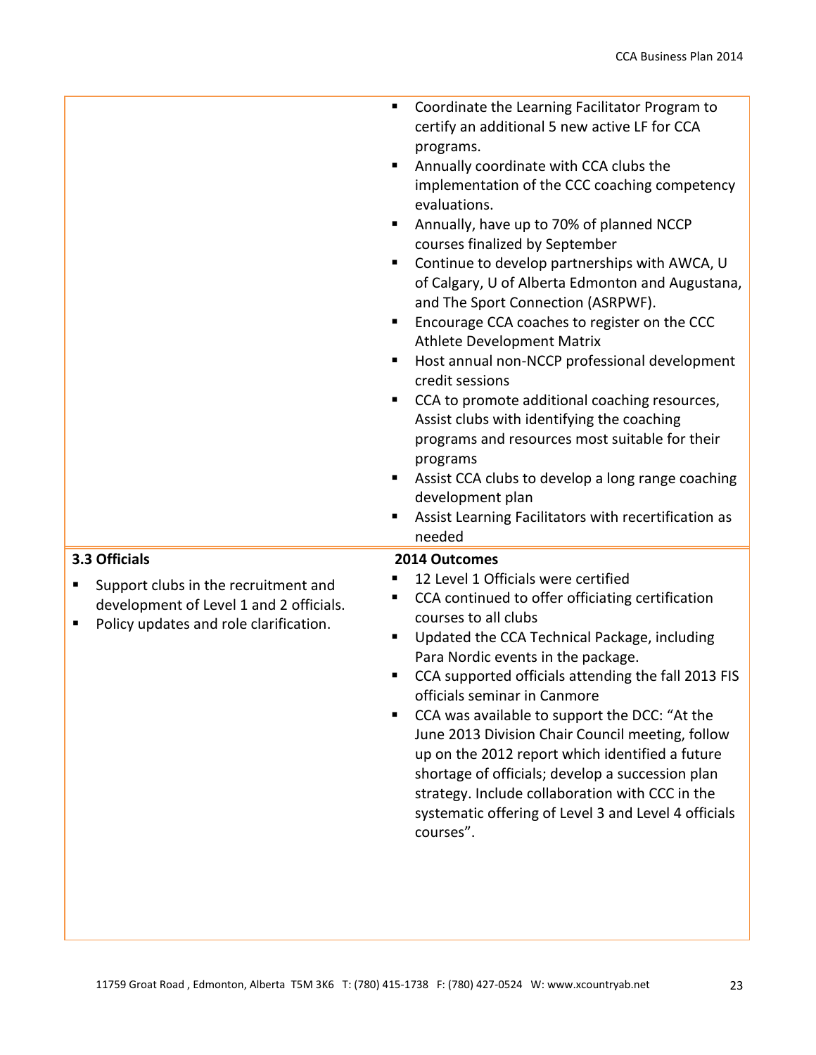| | |
|---|---|
| | <ul><li>Coordinate the Learning Facilitator Program to certify an additional 5 new active LF for CCA programs.</li><li>Annually coordinate with CCA clubs the implementation of the CCC coaching competency evaluations.</li><li>Annually, have up to 70% of planned NCCP courses finalized by September</li><li>Continue to develop partnerships with AWCA, U of Calgary, U of Alberta Edmonton and Augustana, and The Sport Connection (ASRPWF).</li><li>Encourage CCA coaches to register on the CCC Athlete Development Matrix</li><li>Host annual non-NCCP professional development credit sessions</li><li>CCA to promote additional coaching resources, Assist clubs with identifying the coaching programs and resources most suitable for their programs</li><li>Assist CCA clubs to develop a long range coaching development plan</li><li>Assist Learning Facilitators with recertification as needed</li></ul> |
| **3.3 Officials**<ul><li>Support clubs in the recruitment and development of Level 1 and 2 officials.</li><li>Policy updates and role clarification.</li></ul> | **2014 Outcomes**<ul><li>12 Level 1 Officials were certified</li><li>CCA continued to offer officiating certification courses to all clubs</li><li>Updated the CCA Technical Package, including Para Nordic events in the package.</li><li>CCA supported officials attending the fall 2013 FIS officials seminar in Canmore</li><li>CCA was available to support the DCC: "At the June 2013 Division Chair Council meeting, follow up on the 2012 report which identified a future shortage of officials; develop a succession plan strategy. Include collaboration with CCC in the systematic offering of Level 3 and Level 4 officials courses".</li></ul> |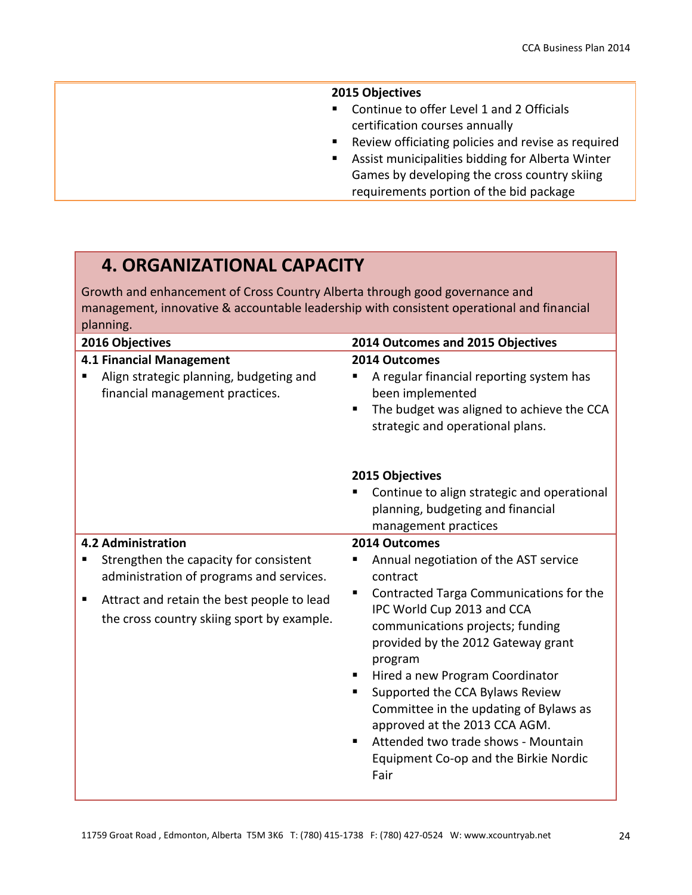| | 2015 Objectives<br>▪ Continue to offer Level 1 and 2 Officials certification courses annually<br>▪ Review officiating policies and revise as required<br>▪ Assist municipalities bidding for Alberta Winter Games by developing the cross country skiing requirements portion of the bid package |
|---|---|

## 4. ORGANIZATIONAL CAPACITY

Growth and enhancement of Cross Country Alberta through good governance and management, innovative & accountable leadership with consistent operational and financial planning.

| 2016 Objectives | 2014 Outcomes and 2015 Objectives |
|---|---|
| **4.1 Financial Management**<br>▪ Align strategic planning, budgeting and financial management practices. | **2014 Outcomes**<br>▪ A regular financial reporting system has been implemented<br>▪ The budget was aligned to achieve the CCA strategic and operational plans.<br><br>**2015 Objectives**<br>▪ Continue to align strategic and operational planning, budgeting and financial management practices |
| **4.2 Administration**<br>▪ Strengthen the capacity for consistent administration of programs and services.<br>▪ Attract and retain the best people to lead the cross country skiing sport by example. | **2014 Outcomes**<br>▪ Annual negotiation of the AST service contract<br>▪ Contracted Targa Communications for the IPC World Cup 2013 and CCA communications projects; funding provided by the 2012 Gateway grant program<br>▪ Hired a new Program Coordinator<br>▪ Supported the CCA Bylaws Review Committee in the updating of Bylaws as approved at the 2013 CCA AGM.<br>▪ Attended two trade shows - Mountain Equipment Co-op and the Birkie Nordic Fair |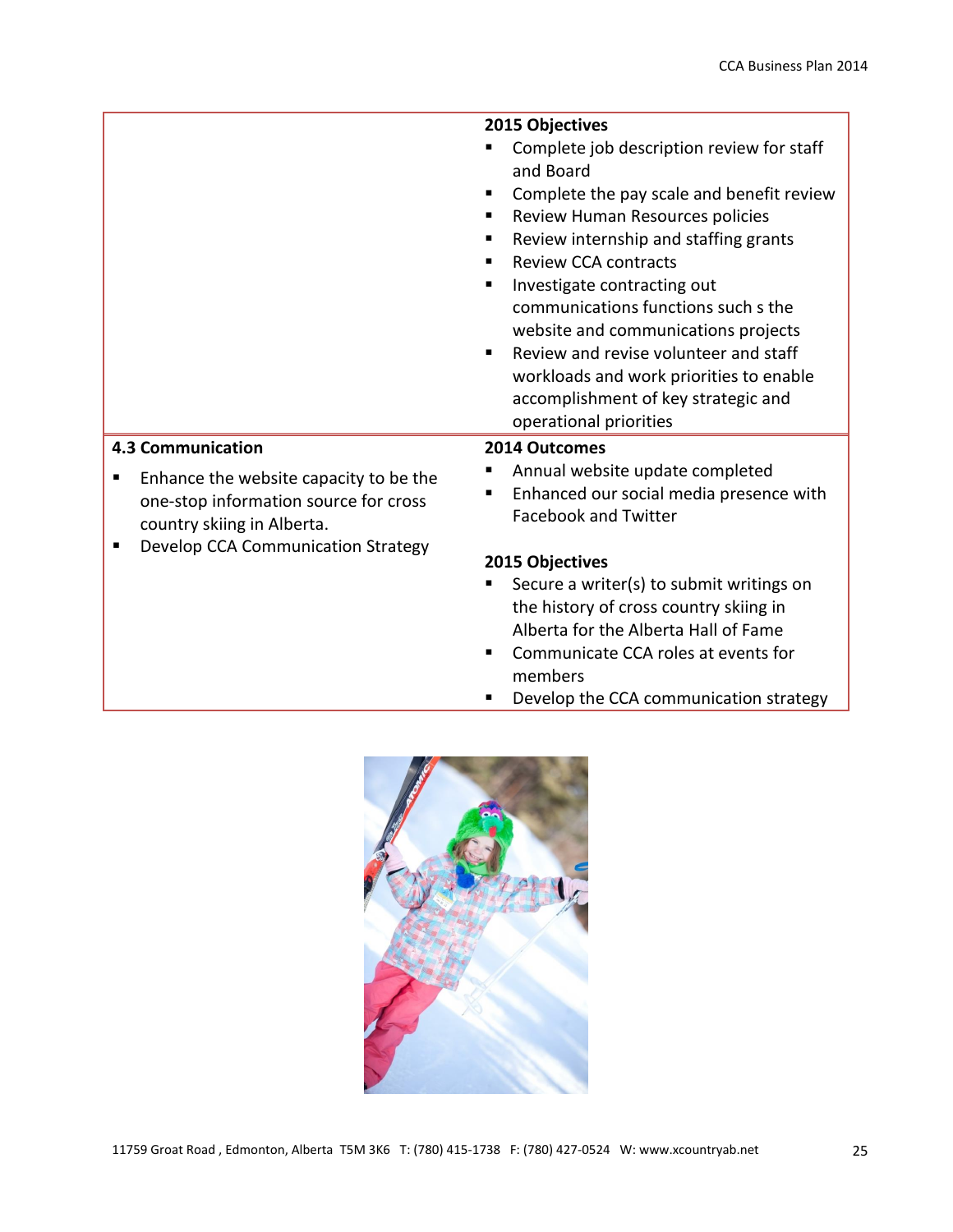| | |
|---|---|
| | **2015 Objectives**<br>▪ Complete job description review for staff and Board<br>▪ Complete the pay scale and benefit review<br>▪ Review Human Resources policies<br>▪ Review internship and staffing grants<br>▪ Review CCA contracts<br>▪ Investigate contracting out communications functions such s the website and communications projects<br>▪ Review and revise volunteer and staff workloads and work priorities to enable accomplishment of key strategic and operational priorities |
| **4.3 Communication**<br>▪ Enhance the website capacity to be the one-stop information source for cross country skiing in Alberta.<br>▪ Develop CCA Communication Strategy | **2014 Outcomes**<br>▪ Annual website update completed<br>▪ Enhanced our social media presence with Facebook and Twitter<br><br>**2015 Objectives**<br>▪ Secure a writer(s) to submit writings on the history of cross country skiing in Alberta for the Alberta Hall of Fame<br>▪ Communicate CCA roles at events for members<br>▪ Develop the CCA communication strategy |